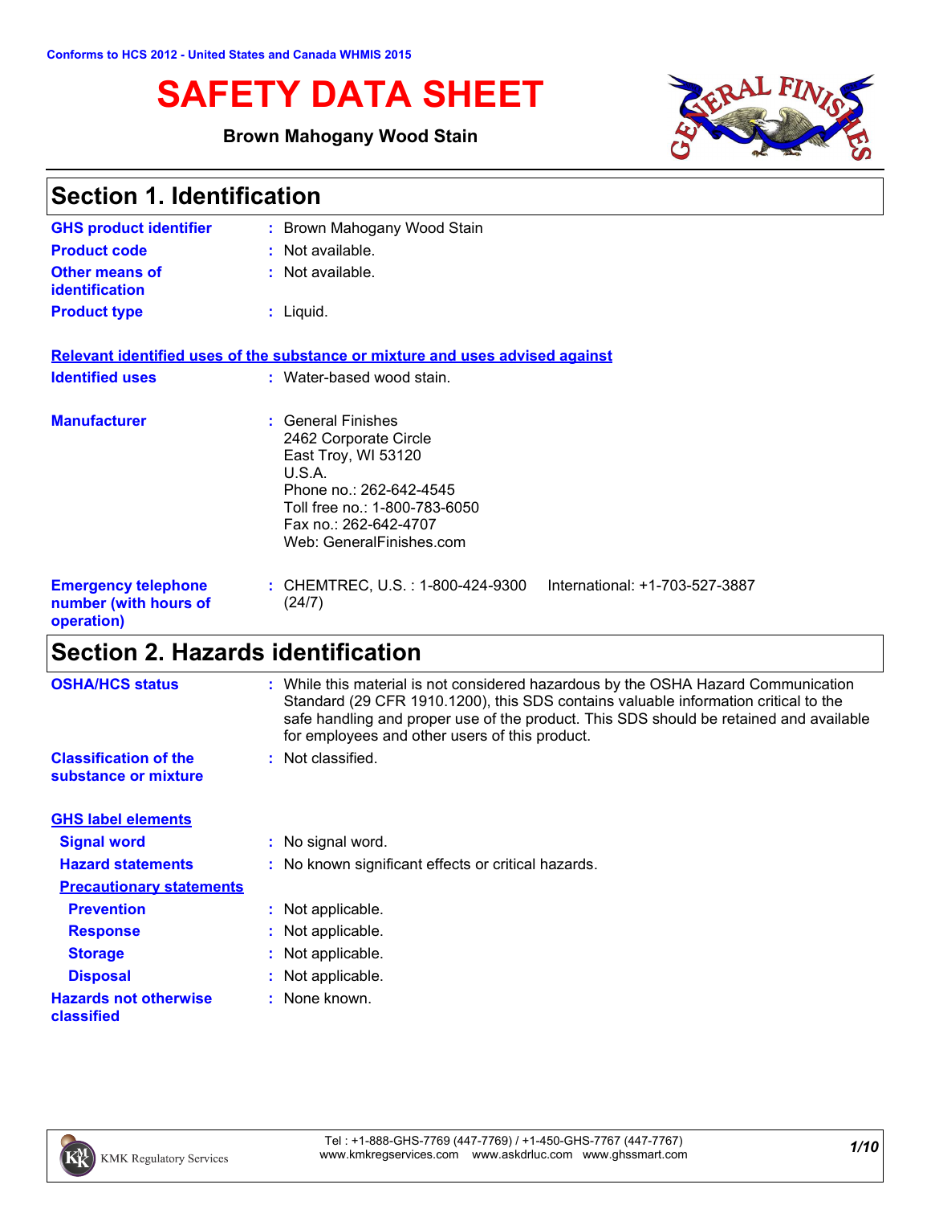Conforms to HCS 2012 - United States and Canada WHMIS 2015

# SAFETY DATA SHEET

**Brown Mahogany Wood Stain**

## Section 1. Identification

**GHS product identifier** : Brown Mahogany Wood Stain

**Product code** : Not available.

**Other means of identification** : Not available.

**Product type** : Liquid.

**Relevant identified uses of the substance or mixture and uses advised against**

**Identified uses** : Water-based wood stain.

**Manufacturer** : General Finishes
2462 Corporate Circle
East Troy, WI 53120
U.S.A.
Phone no.: 262-642-4545
Toll free no.: 1-800-783-6050
Fax no.: 262-642-4707
Web: GeneralFinishes.com

**Emergency telephone number (with hours of operation)** : CHEMTREC, U.S. : 1-800-424-9300 International: +1-703-527-3887 (24/7)

## Section 2. Hazards identification

**OSHA/HCS status** : While this material is not considered hazardous by the OSHA Hazard Communication Standard (29 CFR 1910.1200), this SDS contains valuable information critical to the safe handling and proper use of the product. This SDS should be retained and available for employees and other users of this product.

**Classification of the substance or mixture** : Not classified.

**GHS label elements**

**Signal word** : No signal word.

**Hazard statements** : No known significant effects or critical hazards.

**Precautionary statements**

**Prevention** : Not applicable.

**Response** : Not applicable.

**Storage** : Not applicable.

**Disposal** : Not applicable.

**Hazards not otherwise classified** : None known.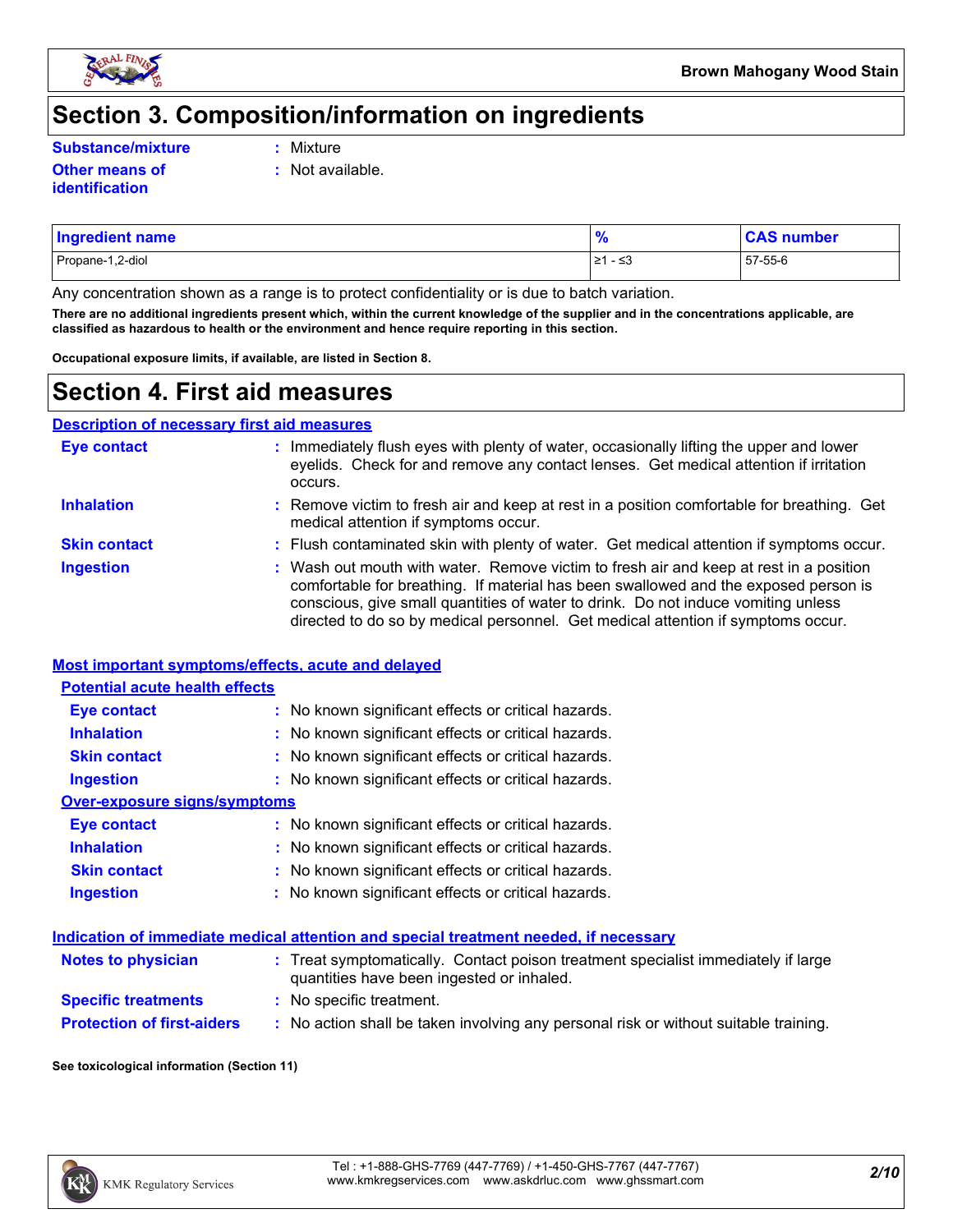# Section 3. Composition/information on ingredients

**Substance/mixture** : Mixture

**Other means of identification** : Not available.

| Ingredient name | % | CAS number |
| --- | --- | --- |
| Propane-1,2-diol | ≥1 - ≤3 | 57-55-6 |

Any concentration shown as a range is to protect confidentiality or is due to batch variation.

**There are no additional ingredients present which, within the current knowledge of the supplier and in the concentrations applicable, are classified as hazardous to health or the environment and hence require reporting in this section.**

**Occupational exposure limits, if available, are listed in Section 8.**

# Section 4. First aid measures

## Description of necessary first aid measures

**Eye contact** : Immediately flush eyes with plenty of water, occasionally lifting the upper and lower eyelids. Check for and remove any contact lenses. Get medical attention if irritation occurs.

**Inhalation** : Remove victim to fresh air and keep at rest in a position comfortable for breathing. Get medical attention if symptoms occur.

**Skin contact** : Flush contaminated skin with plenty of water. Get medical attention if symptoms occur.

**Ingestion** : Wash out mouth with water. Remove victim to fresh air and keep at rest in a position comfortable for breathing. If material has been swallowed and the exposed person is conscious, give small quantities of water to drink. Do not induce vomiting unless directed to do so by medical personnel. Get medical attention if symptoms occur.

## Most important symptoms/effects, acute and delayed

### Potential acute health effects

**Eye contact** : No known significant effects or critical hazards.

**Inhalation** : No known significant effects or critical hazards.

**Skin contact** : No known significant effects or critical hazards.

**Ingestion** : No known significant effects or critical hazards.

### Over-exposure signs/symptoms

**Eye contact** : No known significant effects or critical hazards.

**Inhalation** : No known significant effects or critical hazards.

**Skin contact** : No known significant effects or critical hazards.

**Ingestion** : No known significant effects or critical hazards.

## Indication of immediate medical attention and special treatment needed, if necessary

**Notes to physician** : Treat symptomatically. Contact poison treatment specialist immediately if large quantities have been ingested or inhaled.

**Specific treatments** : No specific treatment.

**Protection of first-aiders** : No action shall be taken involving any personal risk or without suitable training.

**See toxicological information (Section 11)**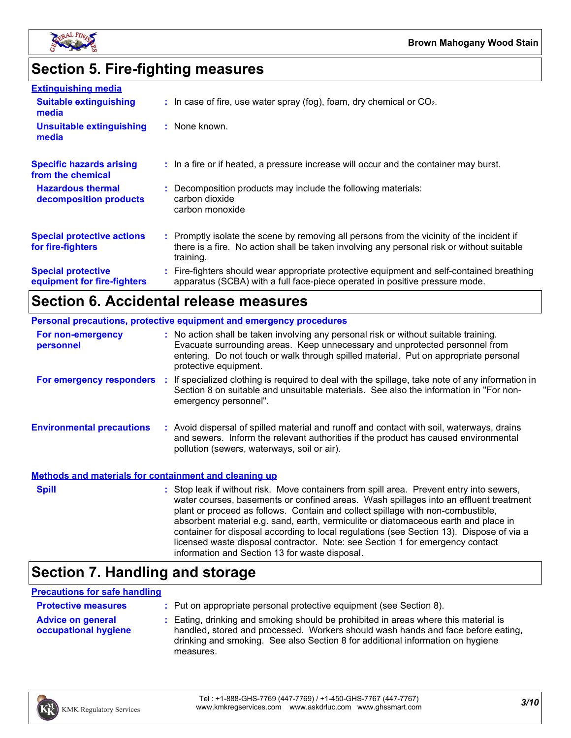## Section 5. Fire-fighting measures

### Extinguishing media

**Suitable extinguishing media** : In case of fire, use water spray (fog), foam, dry chemical or $CO_2$.

**Unsuitable extinguishing media** : None known.

**Specific hazards arising from the chemical** : In a fire or if heated, a pressure increase will occur and the container may burst.

**Hazardous thermal decomposition products** : Decomposition products may include the following materials:
carbon dioxide
carbon monoxide

**Special protective actions for fire-fighters** : Promptly isolate the scene by removing all persons from the vicinity of the incident if there is a fire. No action shall be taken involving any personal risk or without suitable training.

**Special protective equipment for fire-fighters** : Fire-fighters should wear appropriate protective equipment and self-contained breathing apparatus (SCBA) with a full face-piece operated in positive pressure mode.

## Section 6. Accidental release measures

### Personal precautions, protective equipment and emergency procedures

**For non-emergency personnel** : No action shall be taken involving any personal risk or without suitable training. Evacuate surrounding areas. Keep unnecessary and unprotected personnel from entering. Do not touch or walk through spilled material. Put on appropriate personal protective equipment.

**For emergency responders** : If specialized clothing is required to deal with the spillage, take note of any information in Section 8 on suitable and unsuitable materials. See also the information in "For non-emergency personnel".

**Environmental precautions** : Avoid dispersal of spilled material and runoff and contact with soil, waterways, drains and sewers. Inform the relevant authorities if the product has caused environmental pollution (sewers, waterways, soil or air).

### Methods and materials for containment and cleaning up

**Spill** : Stop leak if without risk. Move containers from spill area. Prevent entry into sewers, water courses, basements or confined areas. Wash spillages into an effluent treatment plant or proceed as follows. Contain and collect spillage with non-combustible, absorbent material e.g. sand, earth, vermiculite or diatomaceous earth and place in container for disposal according to local regulations (see Section 13). Dispose of via a licensed waste disposal contractor. Note: see Section 1 for emergency contact information and Section 13 for waste disposal.

## Section 7. Handling and storage

### Precautions for safe handling

**Protective measures** : Put on appropriate personal protective equipment (see Section 8).

**Advice on general occupational hygiene** : Eating, drinking and smoking should be prohibited in areas where this material is handled, stored and processed. Workers should wash hands and face before eating, drinking and smoking. See also Section 8 for additional information on hygiene measures.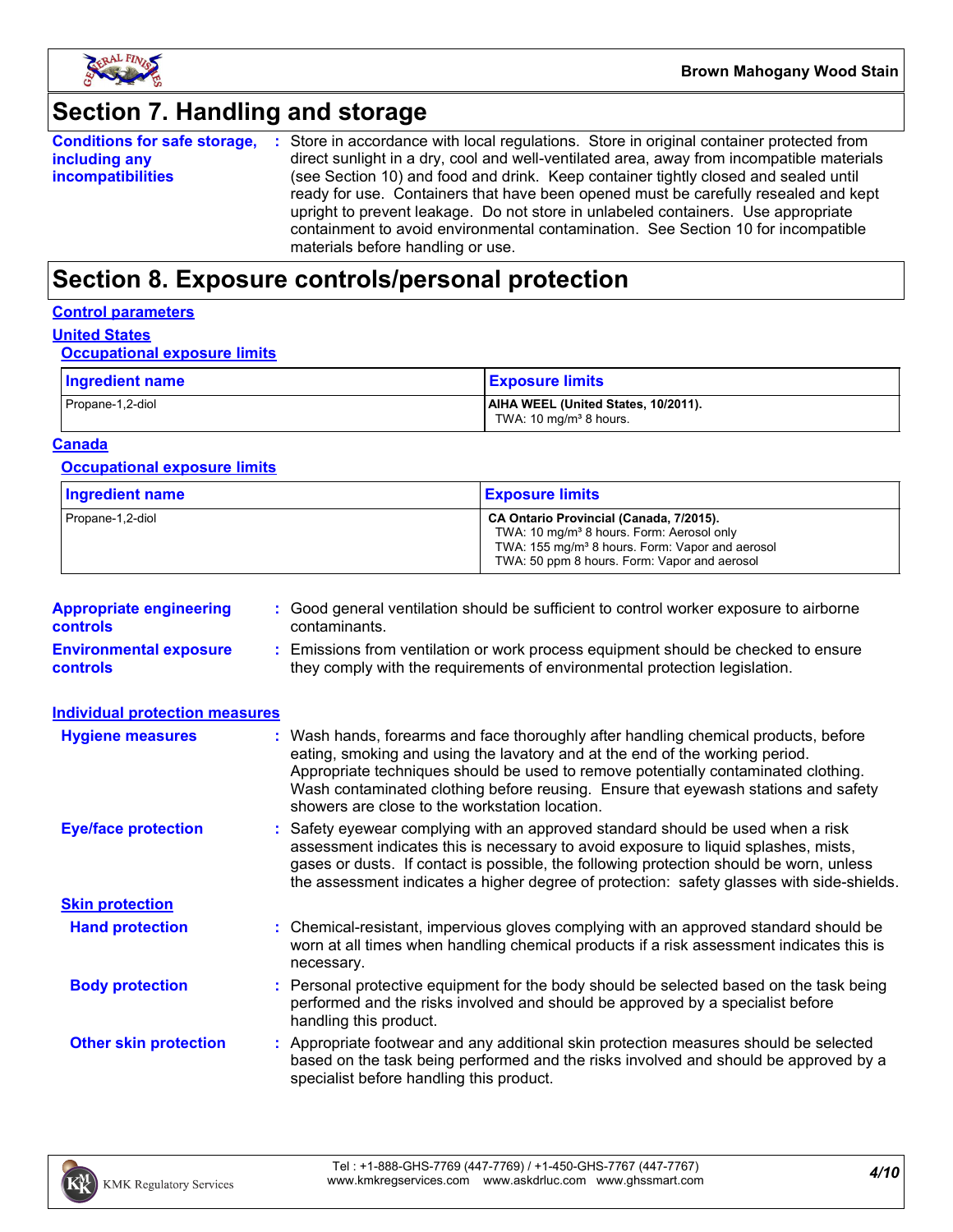## Section 7. Handling and storage

**Conditions for safe storage, including any incompatibilities** : Store in accordance with local regulations. Store in original container protected from direct sunlight in a dry, cool and well-ventilated area, away from incompatible materials (see Section 10) and food and drink. Keep container tightly closed and sealed until ready for use. Containers that have been opened must be carefully resealed and kept upright to prevent leakage. Do not store in unlabeled containers. Use appropriate containment to avoid environmental contamination. See Section 10 for incompatible materials before handling or use.

## Section 8. Exposure controls/personal protection

### Control parameters

#### United States

##### Occupational exposure limits

| Ingredient name | Exposure limits |
| --- | --- |
| Propane-1,2-diol | **AIHA WEEL (United States, 10/2011).**<br>TWA: 10 mg/m³ 8 hours. |

#### Canada

##### Occupational exposure limits

| Ingredient name | Exposure limits |
| --- | --- |
| Propane-1,2-diol | **CA Ontario Provincial (Canada, 7/2015).**<br>TWA: 10 mg/m³ 8 hours. Form: Aerosol only<br>TWA: 155 mg/m³ 8 hours. Form: Vapor and aerosol<br>TWA: 50 ppm 8 hours. Form: Vapor and aerosol |

**Appropriate engineering controls** : Good general ventilation should be sufficient to control worker exposure to airborne contaminants.

**Environmental exposure controls** : Emissions from ventilation or work process equipment should be checked to ensure they comply with the requirements of environmental protection legislation.

### Individual protection measures

**Hygiene measures** : Wash hands, forearms and face thoroughly after handling chemical products, before eating, smoking and using the lavatory and at the end of the working period. Appropriate techniques should be used to remove potentially contaminated clothing. Wash contaminated clothing before reusing. Ensure that eyewash stations and safety showers are close to the workstation location.

**Eye/face protection** : Safety eyewear complying with an approved standard should be used when a risk assessment indicates this is necessary to avoid exposure to liquid splashes, mists, gases or dusts. If contact is possible, the following protection should be worn, unless the assessment indicates a higher degree of protection: safety glasses with side-shields.

#### Skin protection

**Hand protection** : Chemical-resistant, impervious gloves complying with an approved standard should be worn at all times when handling chemical products if a risk assessment indicates this is necessary.

**Body protection** : Personal protective equipment for the body should be selected based on the task being performed and the risks involved and should be approved by a specialist before handling this product.

**Other skin protection** : Appropriate footwear and any additional skin protection measures should be selected based on the task being performed and the risks involved and should be approved by a specialist before handling this product.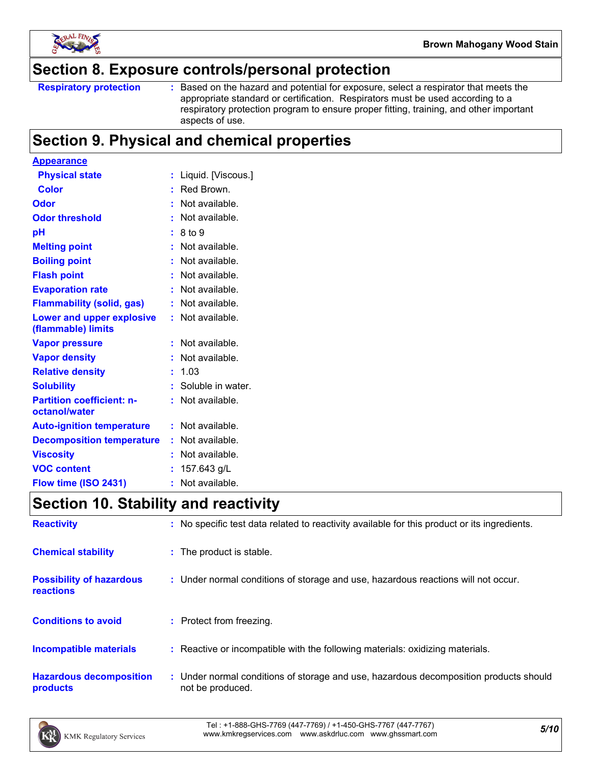## Section 8. Exposure controls/personal protection

| | |
|---|---|
| **Respiratory protection** | : Based on the hazard and potential for exposure, select a respirator that meets the appropriate standard or certification. Respirators must be used according to a respiratory protection program to ensure proper fitting, training, and other important aspects of use. |

## Section 9. Physical and chemical properties

**Appearance**

| | |
|---|---|
| **Physical state** | : Liquid. [Viscous.] |
| **Color** | : Red Brown. |
| **Odor** | : Not available. |
| **Odor threshold** | : Not available. |
| **pH** | : 8 to 9 |
| **Melting point** | : Not available. |
| **Boiling point** | : Not available. |
| **Flash point** | : Not available. |
| **Evaporation rate** | : Not available. |
| **Flammability (solid, gas)** | : Not available. |
| **Lower and upper explosive (flammable) limits** | : Not available. |
| **Vapor pressure** | : Not available. |
| **Vapor density** | : Not available. |
| **Relative density** | : 1.03 |
| **Solubility** | : Soluble in water. |
| **Partition coefficient: n-octanol/water** | : Not available. |
| **Auto-ignition temperature** | : Not available. |
| **Decomposition temperature** | : Not available. |
| **Viscosity** | : Not available. |
| **VOC content** | : 157.643 g/L |
| **Flow time (ISO 2431)** | : Not available. |

## Section 10. Stability and reactivity

| | |
|---|---|
| **Reactivity** | : No specific test data related to reactivity available for this product or its ingredients. |
| **Chemical stability** | : The product is stable. |
| **Possibility of hazardous reactions** | : Under normal conditions of storage and use, hazardous reactions will not occur. |
| **Conditions to avoid** | : Protect from freezing. |
| **Incompatible materials** | : Reactive or incompatible with the following materials: oxidizing materials. |
| **Hazardous decomposition products** | : Under normal conditions of storage and use, hazardous decomposition products should not be produced. |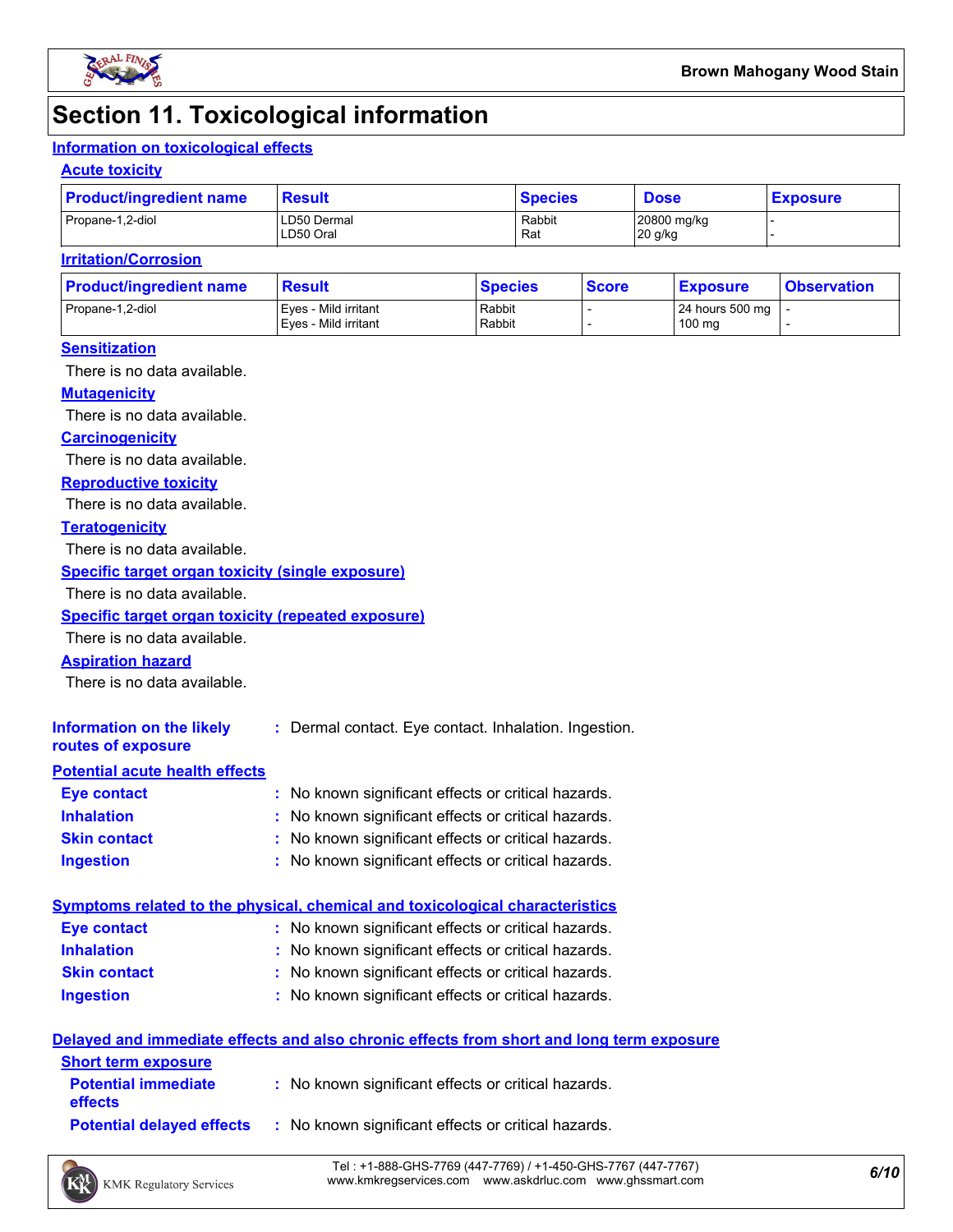# Section 11. Toxicological information

## Information on toxicological effects

### Acute toxicity

| Product/ingredient name | Result | Species | Dose | Exposure |
|---|---|---|---|---|
| Propane-1,2-diol | LD50 Dermal<br>LD50 Oral | Rabbit<br>Rat | 20800 mg/kg<br>20 g/kg | -<br>- |

### Irritation/Corrosion

| Product/ingredient name | Result | Species | Score | Exposure | Observation |
|---|---|---|---|---|---|
| Propane-1,2-diol | Eyes - Mild irritant<br>Eyes - Mild irritant | Rabbit<br>Rabbit | -<br>- | 24 hours 500 mg<br>100 mg | -<br>- |

### Sensitization

There is no data available.

### Mutagenicity

There is no data available.

### Carcinogenicity

There is no data available.

### Reproductive toxicity

There is no data available.

### Teratogenicity

There is no data available.

### Specific target organ toxicity (single exposure)

There is no data available.

### Specific target organ toxicity (repeated exposure)

There is no data available.

### Aspiration hazard

There is no data available.

**Information on the likely routes of exposure** : Dermal contact. Eye contact. Inhalation. Ingestion.

## Potential acute health effects

**Eye contact** : No known significant effects or critical hazards.

**Inhalation** : No known significant effects or critical hazards.

**Skin contact** : No known significant effects or critical hazards.

**Ingestion** : No known significant effects or critical hazards.

## Symptoms related to the physical, chemical and toxicological characteristics

**Eye contact** : No known significant effects or critical hazards.

**Inhalation** : No known significant effects or critical hazards.

**Skin contact** : No known significant effects or critical hazards.

**Ingestion** : No known significant effects or critical hazards.

## Delayed and immediate effects and also chronic effects from short and long term exposure

### Short term exposure

**Potential immediate effects** : No known significant effects or critical hazards.

**Potential delayed effects** : No known significant effects or critical hazards.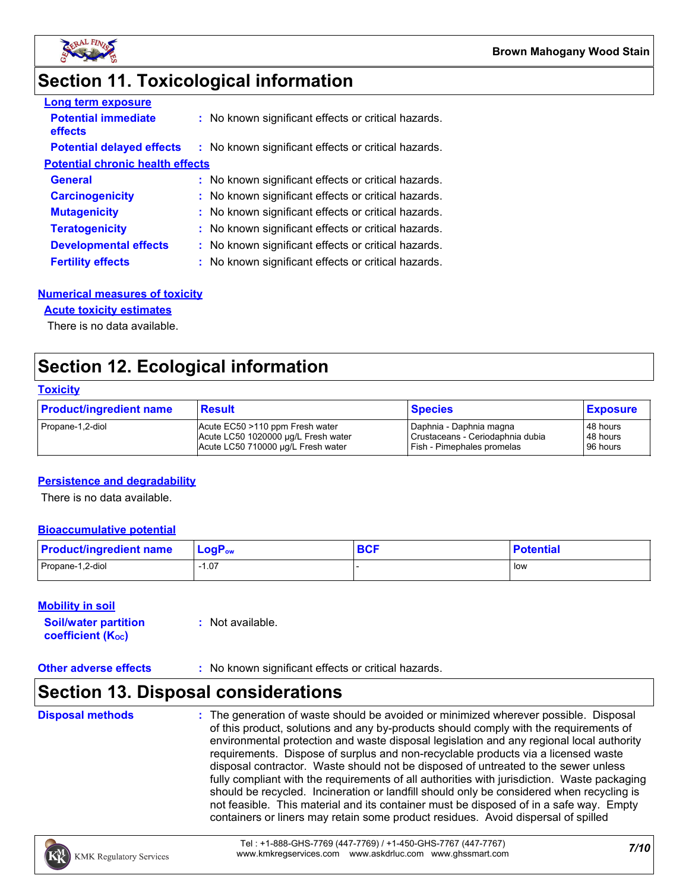# Section 11. Toxicological information

**Long term exposure**

**Potential immediate effects** : No known significant effects or critical hazards.

**Potential delayed effects** : No known significant effects or critical hazards.

**Potential chronic health effects**

**General** : No known significant effects or critical hazards.

**Carcinogenicity** : No known significant effects or critical hazards.

**Mutagenicity** : No known significant effects or critical hazards.

**Teratogenicity** : No known significant effects or critical hazards.

**Developmental effects** : No known significant effects or critical hazards.

**Fertility effects** : No known significant effects or critical hazards.

**Numerical measures of toxicity**

**Acute toxicity estimates**

There is no data available.

# Section 12. Ecological information

**Toxicity**

| Product/ingredient name | Result | Species | Exposure |
|---|---|---|---|
| Propane-1,2-diol | Acute EC50 >110 ppm Fresh water<br>Acute LC50 1020000 µg/L Fresh water<br>Acute LC50 710000 µg/L Fresh water | Daphnia - Daphnia magna<br>Crustaceans - Ceriodaphnia dubia<br>Fish - Pimephales promelas | 48 hours<br>48 hours<br>96 hours |

**Persistence and degradability**

There is no data available.

**Bioaccumulative potential**

| Product/ingredient name | $LogP_{ow}$ | BCF | Potential |
|---|---|---|---|
| Propane-1,2-diol | -1.07 | - | low |

**Mobility in soil**

**Soil/water partition coefficient ($K_{OC}$)** : Not available.

**Other adverse effects** : No known significant effects or critical hazards.

# Section 13. Disposal considerations

**Disposal methods** : The generation of waste should be avoided or minimized wherever possible. Disposal of this product, solutions and any by-products should comply with the requirements of environmental protection and waste disposal legislation and any regional local authority requirements. Dispose of surplus and non-recyclable products via a licensed waste disposal contractor. Waste should not be disposed of untreated to the sewer unless fully compliant with the requirements of all authorities with jurisdiction. Waste packaging should be recycled. Incineration or landfill should only be considered when recycling is not feasible. This material and its container must be disposed of in a safe way. Empty containers or liners may retain some product residues. Avoid dispersal of spilled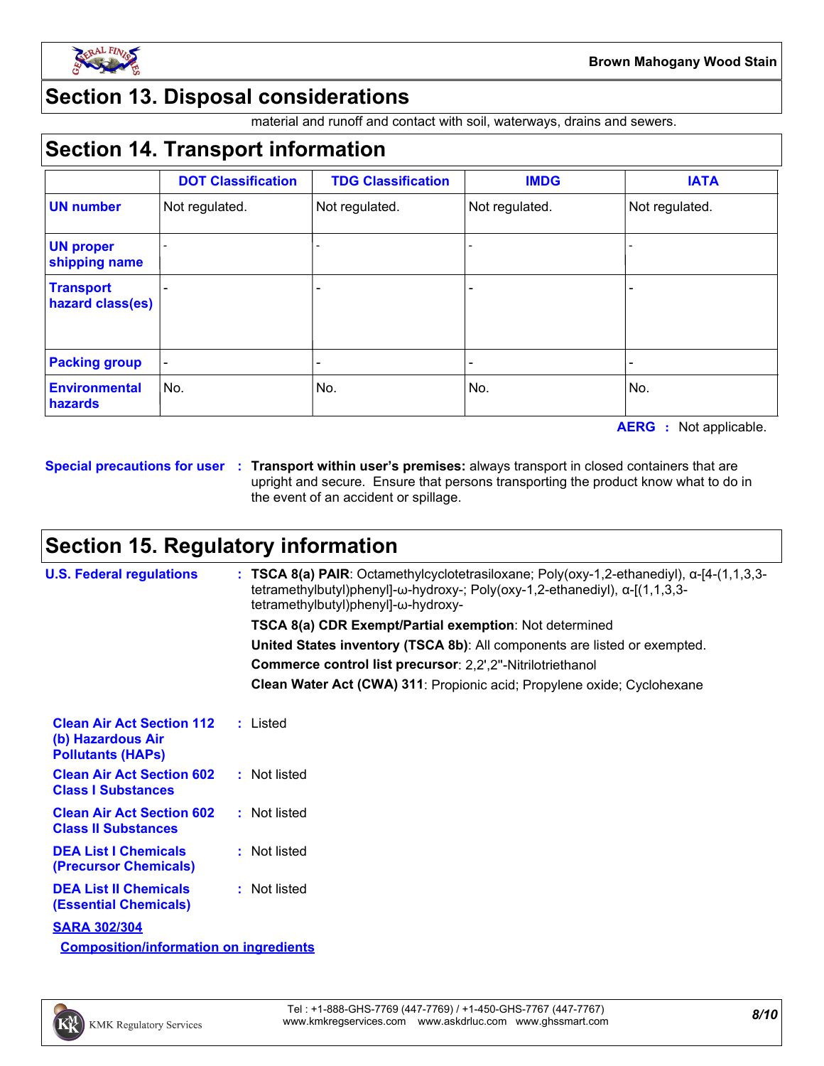## Section 13. Disposal considerations

material and runoff and contact with soil, waterways, drains and sewers.

## Section 14. Transport information

| | DOT Classification | TDG Classification | IMDG | IATA |
|---|---|---|---|---|
| **UN number** | Not regulated. | Not regulated. | Not regulated. | Not regulated. |
| **UN proper shipping name** | - | - | - | - |
| **Transport hazard class(es)** | - | - | - | - |
| **Packing group** | - | - | - | - |
| **Environmental hazards** | No. | No. | No. | No. |

**AERG :** Not applicable.

**Special precautions for user :** **Transport within user's premises:** always transport in closed containers that are upright and secure. Ensure that persons transporting the product know what to do in the event of an accident or spillage.

## Section 15. Regulatory information

**U.S. Federal regulations :** **TSCA 8(a) PAIR**: Octamethylcyclotetrasiloxane; Poly(oxy-1,2-ethanediyl), α-[4-(1,1,3,3-tetramethylbutyl)phenyl]-ω-hydroxy-; Poly(oxy-1,2-ethanediyl), α-[(1,1,3,3-tetramethylbutyl)phenyl]-ω-hydroxy-

**TSCA 8(a) CDR Exempt/Partial exemption**: Not determined

**United States inventory (TSCA 8b)**: All components are listed or exempted.

**Commerce control list precursor**: 2,2',2''-Nitrilotriethanol

**Clean Water Act (CWA) 311**: Propionic acid; Propylene oxide; Cyclohexane

**Clean Air Act Section 112 (b) Hazardous Air Pollutants (HAPs) :** Listed

**Clean Air Act Section 602 Class I Substances :** Not listed

**Clean Air Act Section 602 Class II Substances :** Not listed

**DEA List I Chemicals (Precursor Chemicals) :** Not listed

**DEA List II Chemicals (Essential Chemicals) :** Not listed

**SARA 302/304**

**Composition/information on ingredients**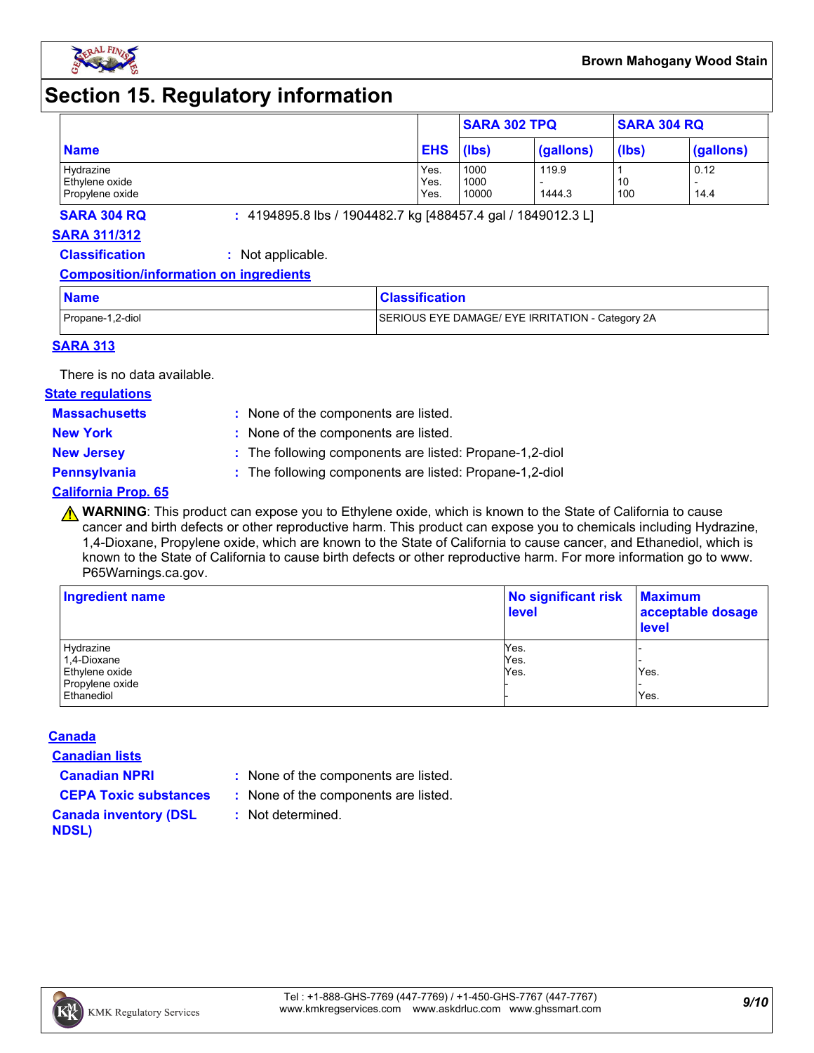# Section 15. Regulatory information

| Name | EHS | SARA 302 TPQ | | SARA 304 RQ | |
|---|---|---|---|---|---|
| | | (lbs) | (gallons) | (lbs) | (gallons) |
| Hydrazine | Yes. | 1000 | 119.9 | 1 | 0.12 |
| Ethylene oxide | Yes. | 1000 | - | 10 | - |
| Propylene oxide | Yes. | 10000 | 1444.3 | 100 | 14.4 |

**SARA 304 RQ** : 4194895.8 lbs / 1904482.7 kg [488457.4 gal / 1849012.3 L]

**SARA 311/312**

**Classification** : Not applicable.

**Composition/information on ingredients**

| Name | Classification |
|---|---|
| Propane-1,2-diol | SERIOUS EYE DAMAGE/ EYE IRRITATION - Category 2A |

**SARA 313**

There is no data available.

**State regulations**

**Massachusetts** : None of the components are listed.

**New York** : None of the components are listed.

**New Jersey** : The following components are listed: Propane-1,2-diol

**Pennsylvania** : The following components are listed: Propane-1,2-diol

**California Prop. 65**

⚠ **WARNING**: This product can expose you to Ethylene oxide, which is known to the State of California to cause cancer and birth defects or other reproductive harm. This product can expose you to chemicals including Hydrazine, 1,4-Dioxane, Propylene oxide, which are known to the State of California to cause cancer, and Ethanediol, which is known to the State of California to cause birth defects or other reproductive harm. For more information go to www.P65Warnings.ca.gov.

| Ingredient name | No significant risk level | Maximum acceptable dosage level |
|---|---|---|
| Hydrazine | Yes. | - |
| 1,4-Dioxane | Yes. | - |
| Ethylene oxide | Yes. | Yes. |
| Propylene oxide | - | - |
| Ethanediol | - | Yes. |

**Canada**

**Canadian lists**

**Canadian NPRI** : None of the components are listed.

**CEPA Toxic substances** : None of the components are listed.

**Canada inventory (DSL NDSL)** : Not determined.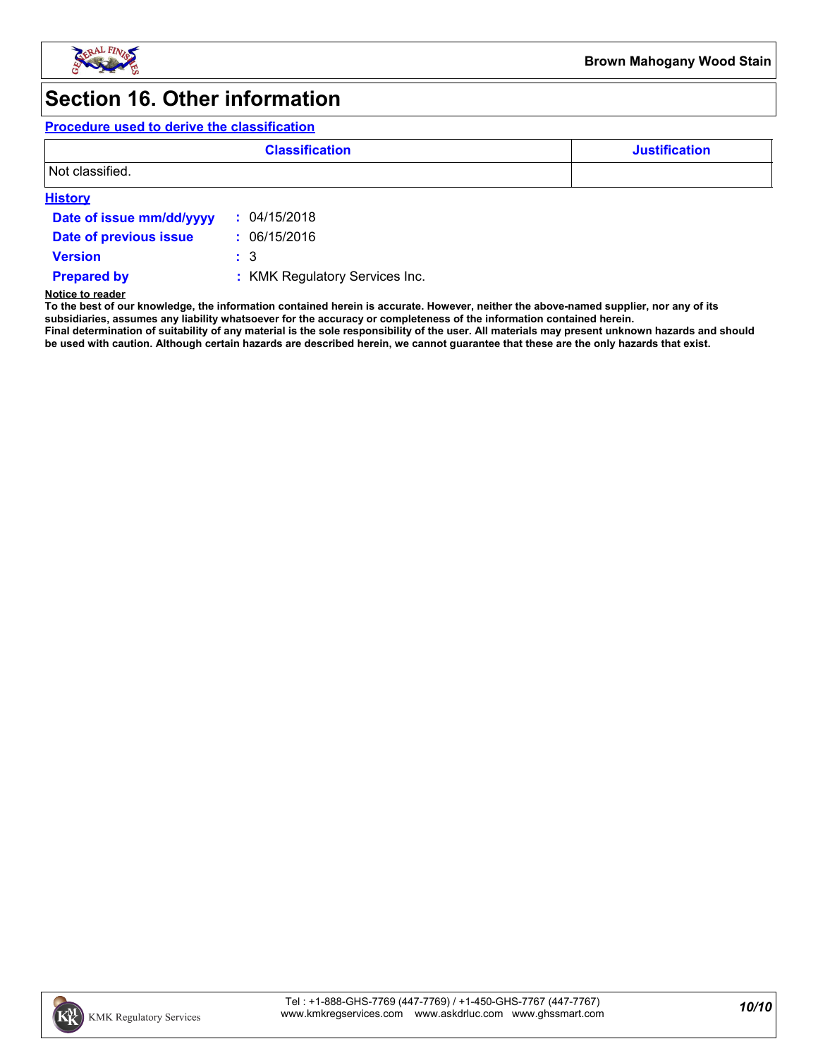# Section 16. Other information

**Procedure used to derive the classification**

| Classification | Justification |
| --- | --- |
| Not classified. | |

**History**

**Date of issue mm/dd/yyyy** : 04/15/2018

**Date of previous issue** : 06/15/2016

**Version** : 3

**Prepared by** : KMK Regulatory Services Inc.

**Notice to reader**

**To the best of our knowledge, the information contained herein is accurate. However, neither the above-named supplier, nor any of its subsidiaries, assumes any liability whatsoever for the accuracy or completeness of the information contained herein.**
**Final determination of suitability of any material is the sole responsibility of the user. All materials may present unknown hazards and should be used with caution. Although certain hazards are described herein, we cannot guarantee that these are the only hazards that exist.**